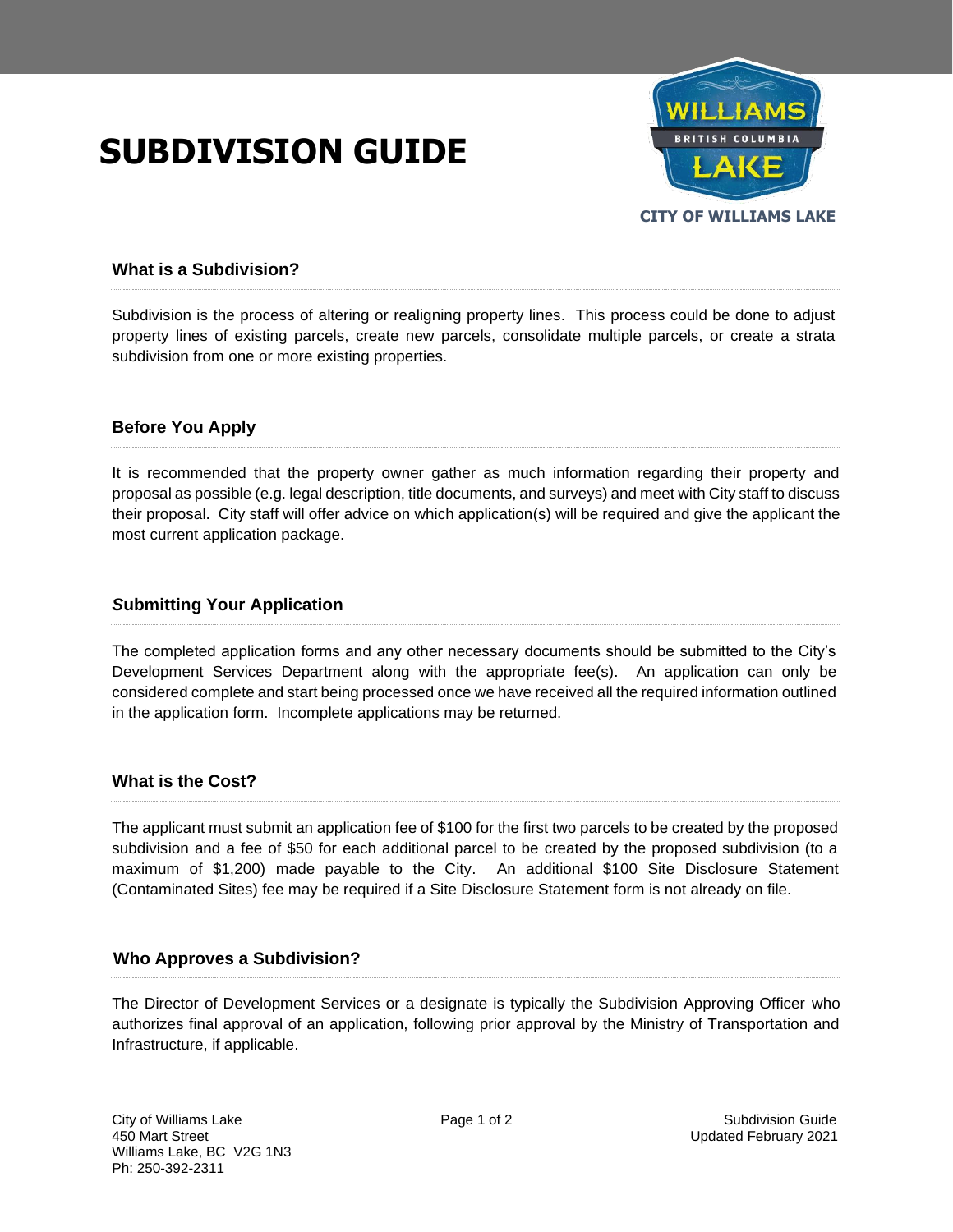# SUBDIVISION GUIDE

CITY OF WILLIAMS LAKE

## What is a Subdivision?

Subdivision is the process of altering or realigning property lines. This process could be done to adjust property lines of existing parcels, create new parcels, consolidate multiple parcels, or create a strata subdivision from one or more existing properties.

## Before You Apply

It is recommended that the property owner gather as much information regarding their property and proposal as possible (e.g. legal description, title documents, and surveys) and meet with City staff to discuss their proposal. City staff will offer advice on which application(s) will be required and give the applicant the most current application package.

## Submitting Your Application

The completed application forms and any other necessary documents should be submitted to the City's Development Services Department along with the appropriate fee(s). An application can only be considered complete and start being processed once we have received all the required information outlined in the application form. Incomplete applications may be returned.

## What is the Cost?

The applicant must submit an application fee of $100 for the first two parcels to be created by the proposed subdivision and a fee of $50 for each additional parcel to be created by the proposed subdivision (to a maximum of $1,200) made payable to the City. An additional $100 Site Disclosure Statement (Contaminated Sites) fee may be required if a Site Disclosure Statement form is not already on file.

## Who Approves a Subdivision?

The Director of Development Services or a designate is typically the Subdivision Approving Officer who authorizes final approval of an application, following prior approval by the Ministry of Transportation and Infrastructure, if applicable.

City of Williams Lake
450 Mart Street
Williams Lake, BC V2G 1N3
Ph: 250-392-2311

Subdivision Guide
Updated February 2021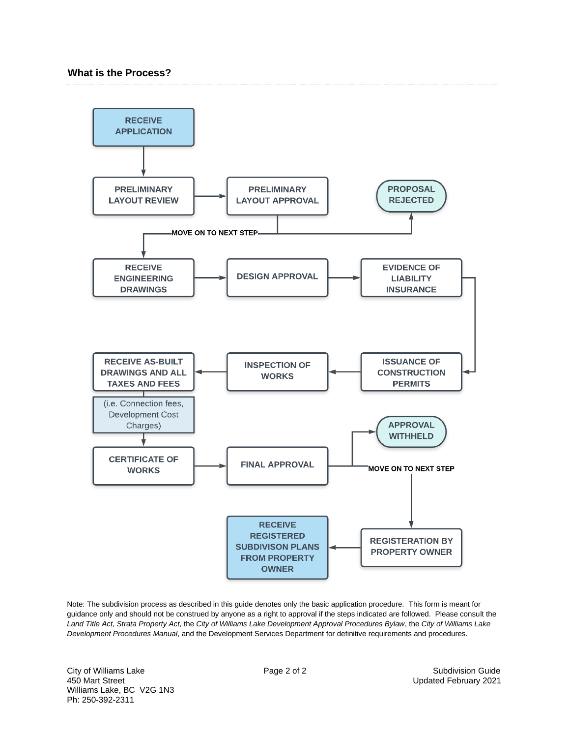**What is the Process?**

RECEIVE APPLICATION

PRELIMINARY LAYOUT REVIEW

PRELIMINARY LAYOUT APPROVAL

PROPOSAL REJECTED

MOVE ON TO NEXT STEP

RECEIVE ENGINEERING DRAWINGS

DESIGN APPROVAL

EVIDENCE OF LIABILITY INSURANCE

ISSUANCE OF CONSTRUCTION PERMITS

INSPECTION OF WORKS

RECEIVE AS-BUILT DRAWINGS AND ALL TAXES AND FEES

(i.e. Connection fees, Development Cost Charges)

CERTIFICATE OF WORKS

FINAL APPROVAL

APPROVAL WITHHELD

MOVE ON TO NEXT STEP

REGISTERATION BY PROPERTY OWNER

RECEIVE REGISTERED SUBDIVISON PLANS FROM PROPERTY OWNER

Note: The subdivision process as described in this guide denotes only the basic application procedure. This form is meant for guidance only and should not be construed by anyone as a right to approval if the steps indicated are followed. Please consult the *Land Title Act, Strata Property Act*, the *City of Williams Lake Development Approval Procedures Bylaw*, the *City of Williams Lake Development Procedures Manual*, and the Development Services Department for definitive requirements and procedures.

City of Williams Lake
450 Mart Street
Williams Lake, BC V2G 1N3
Ph: 250-392-2311

Subdivision Guide
Updated February 2021